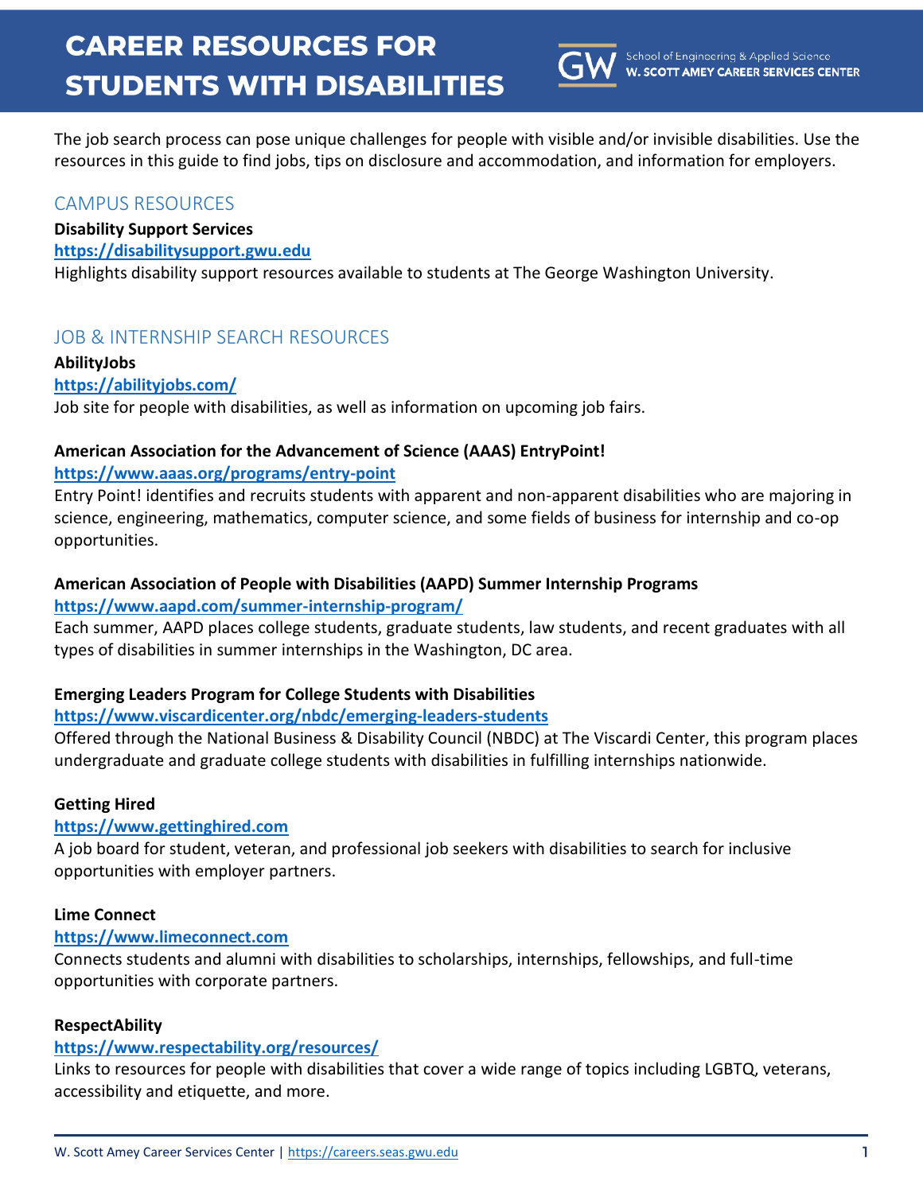# CAREER RESOURCES FOR STUDENTS WITH DISABILITIES

School of Engineering & Applied Science
**W. SCOTT AMEY CAREER SERVICES CENTER**

The job search process can pose unique challenges for people with visible and/or invisible disabilities. Use the resources in this guide to find jobs, tips on disclosure and accommodation, and information for employers.

## CAMPUS RESOURCES

**Disability Support Services**
**https://disabilitysupport.gwu.edu**
Highlights disability support resources available to students at The George Washington University.

## JOB & INTERNSHIP SEARCH RESOURCES

**AbilityJobs**
**https://abilityjobs.com/**
Job site for people with disabilities, as well as information on upcoming job fairs.

**American Association for the Advancement of Science (AAAS) EntryPoint!**
**https://www.aaas.org/programs/entry-point**
Entry Point! identifies and recruits students with apparent and non-apparent disabilities who are majoring in science, engineering, mathematics, computer science, and some fields of business for internship and co-op opportunities.

**American Association of People with Disabilities (AAPD) Summer Internship Programs**
**https://www.aapd.com/summer-internship-program/**
Each summer, AAPD places college students, graduate students, law students, and recent graduates with all types of disabilities in summer internships in the Washington, DC area.

**Emerging Leaders Program for College Students with Disabilities**
**https://www.viscardicenter.org/nbdc/emerging-leaders-students**
Offered through the National Business & Disability Council (NBDC) at The Viscardi Center, this program places undergraduate and graduate college students with disabilities in fulfilling internships nationwide.

**Getting Hired**
**https://www.gettinghired.com**
A job board for student, veteran, and professional job seekers with disabilities to search for inclusive opportunities with employer partners.

**Lime Connect**
**https://www.limeconnect.com**
Connects students and alumni with disabilities to scholarships, internships, fellowships, and full-time opportunities with corporate partners.

**RespectAbility**
**https://www.respectability.org/resources/**
Links to resources for people with disabilities that cover a wide range of topics including LGBTQ, veterans, accessibility and etiquette, and more.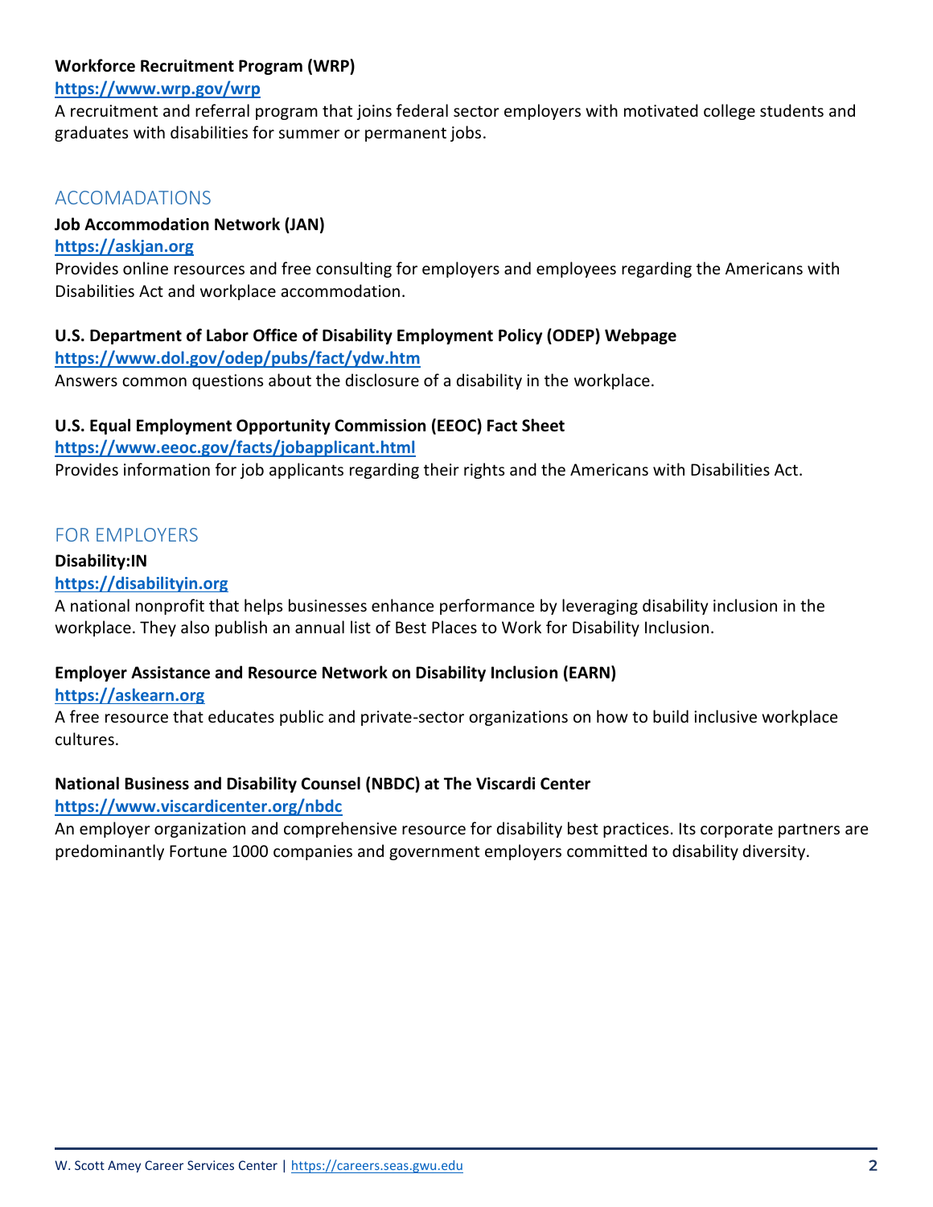**Workforce Recruitment Program (WRP)**
**https://www.wrp.gov/wrp**
A recruitment and referral program that joins federal sector employers with motivated college students and graduates with disabilities for summer or permanent jobs.

## ACCOMADATIONS

**Job Accommodation Network (JAN)**
**https://askjan.org**
Provides online resources and free consulting for employers and employees regarding the Americans with Disabilities Act and workplace accommodation.

**U.S. Department of Labor Office of Disability Employment Policy (ODEP) Webpage**
**https://www.dol.gov/odep/pubs/fact/ydw.htm**
Answers common questions about the disclosure of a disability in the workplace.

**U.S. Equal Employment Opportunity Commission (EEOC) Fact Sheet**
**https://www.eeoc.gov/facts/jobapplicant.html**
Provides information for job applicants regarding their rights and the Americans with Disabilities Act.

## FOR EMPLOYERS

**Disability:IN**
**https://disabilityin.org**
A national nonprofit that helps businesses enhance performance by leveraging disability inclusion in the workplace. They also publish an annual list of Best Places to Work for Disability Inclusion.

**Employer Assistance and Resource Network on Disability Inclusion (EARN)**
**https://askearn.org**
A free resource that educates public and private-sector organizations on how to build inclusive workplace cultures.

**National Business and Disability Counsel (NBDC) at The Viscardi Center**
**https://www.viscardicenter.org/nbdc**
An employer organization and comprehensive resource for disability best practices. Its corporate partners are predominantly Fortune 1000 companies and government employers committed to disability diversity.